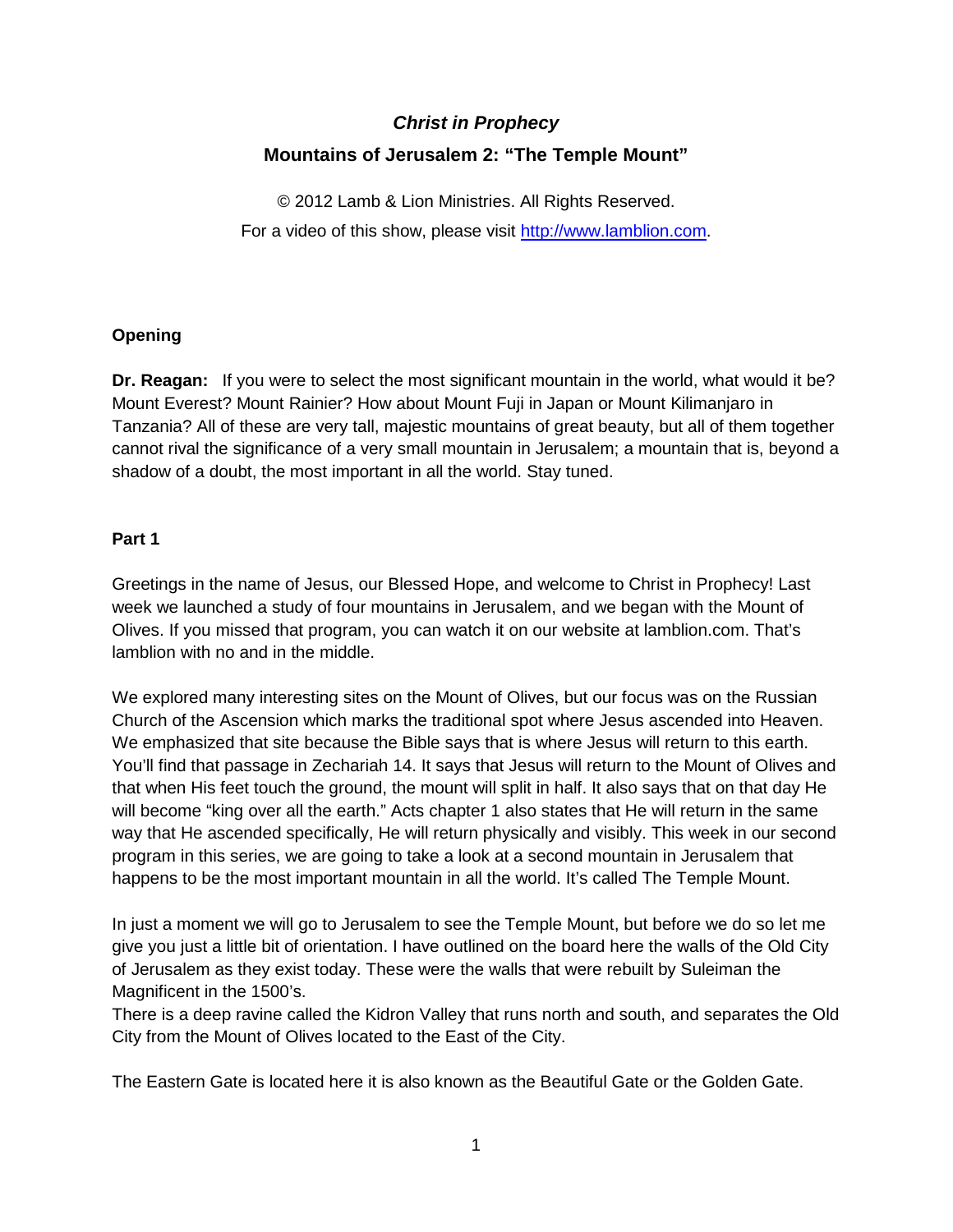# *Christ in Prophecy*

## Mountains of Jerusalem 2: "The Temple Mount"

© 2012 Lamb & Lion Ministries. All Rights Reserved.

For a video of this show, please visit http://www.lamblion.com.

### Opening

**Dr. Reagan:** If you were to select the most significant mountain in the world, what would it be? Mount Everest? Mount Rainier? How about Mount Fuji in Japan or Mount Kilimanjaro in Tanzania? All of these are very tall, majestic mountains of great beauty, but all of them together cannot rival the significance of a very small mountain in Jerusalem; a mountain that is, beyond a shadow of a doubt, the most important in all the world. Stay tuned.

### Part 1

Greetings in the name of Jesus, our Blessed Hope, and welcome to Christ in Prophecy! Last week we launched a study of four mountains in Jerusalem, and we began with the Mount of Olives. If you missed that program, you can watch it on our website at lamblion.com. That's lamblion with no and in the middle.

We explored many interesting sites on the Mount of Olives, but our focus was on the Russian Church of the Ascension which marks the traditional spot where Jesus ascended into Heaven. We emphasized that site because the Bible says that is where Jesus will return to this earth. You'll find that passage in Zechariah 14. It says that Jesus will return to the Mount of Olives and that when His feet touch the ground, the mount will split in half. It also says that on that day He will become "king over all the earth." Acts chapter 1 also states that He will return in the same way that He ascended specifically, He will return physically and visibly. This week in our second program in this series, we are going to take a look at a second mountain in Jerusalem that happens to be the most important mountain in all the world. It's called The Temple Mount.

In just a moment we will go to Jerusalem to see the Temple Mount, but before we do so let me give you just a little bit of orientation. I have outlined on the board here the walls of the Old City of Jerusalem as they exist today. These were the walls that were rebuilt by Suleiman the Magnificent in the 1500's.
There is a deep ravine called the Kidron Valley that runs north and south, and separates the Old City from the Mount of Olives located to the East of the City.

The Eastern Gate is located here it is also known as the Beautiful Gate or the Golden Gate.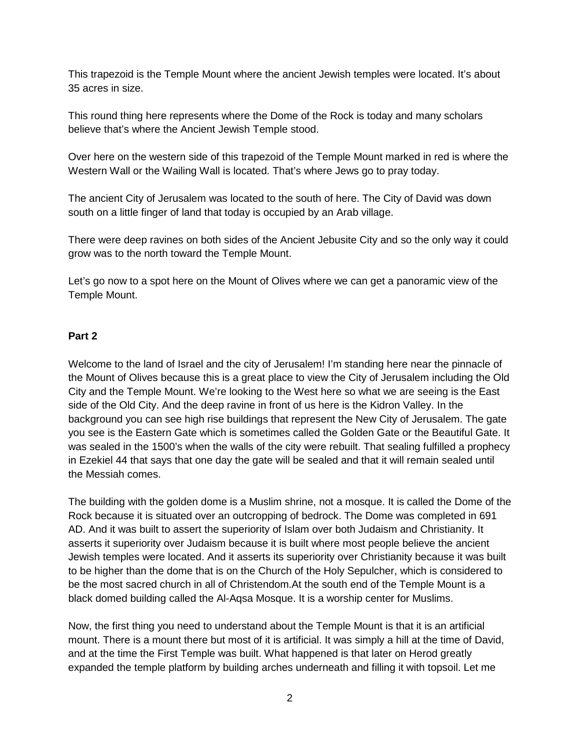This trapezoid is the Temple Mount where the ancient Jewish temples were located. It's about 35 acres in size.

This round thing here represents where the Dome of the Rock is today and many scholars believe that's where the Ancient Jewish Temple stood.

Over here on the western side of this trapezoid of the Temple Mount marked in red is where the Western Wall or the Wailing Wall is located. That's where Jews go to pray today.

The ancient City of Jerusalem was located to the south of here. The City of David was down south on a little finger of land that today is occupied by an Arab village.

There were deep ravines on both sides of the Ancient Jebusite City and so the only way it could grow was to the north toward the Temple Mount.

Let's go now to a spot here on the Mount of Olives where we can get a panoramic view of the Temple Mount.

**Part 2**

Welcome to the land of Israel and the city of Jerusalem! I'm standing here near the pinnacle of the Mount of Olives because this is a great place to view the City of Jerusalem including the Old City and the Temple Mount. We're looking to the West here so what we are seeing is the East side of the Old City. And the deep ravine in front of us here is the Kidron Valley. In the background you can see high rise buildings that represent the New City of Jerusalem. The gate you see is the Eastern Gate which is sometimes called the Golden Gate or the Beautiful Gate. It was sealed in the 1500's when the walls of the city were rebuilt. That sealing fulfilled a prophecy in Ezekiel 44 that says that one day the gate will be sealed and that it will remain sealed until the Messiah comes.

The building with the golden dome is a Muslim shrine, not a mosque. It is called the Dome of the Rock because it is situated over an outcropping of bedrock. The Dome was completed in 691 AD. And it was built to assert the superiority of Islam over both Judaism and Christianity. It asserts it superiority over Judaism because it is built where most people believe the ancient Jewish temples were located. And it asserts its superiority over Christianity because it was built to be higher than the dome that is on the Church of the Holy Sepulcher, which is considered to be the most sacred church in all of Christendom.At the south end of the Temple Mount is a black domed building called the Al-Aqsa Mosque. It is a worship center for Muslims.

Now, the first thing you need to understand about the Temple Mount is that it is an artificial mount. There is a mount there but most of it is artificial. It was simply a hill at the time of David, and at the time the First Temple was built. What happened is that later on Herod greatly expanded the temple platform by building arches underneath and filling it with topsoil. Let me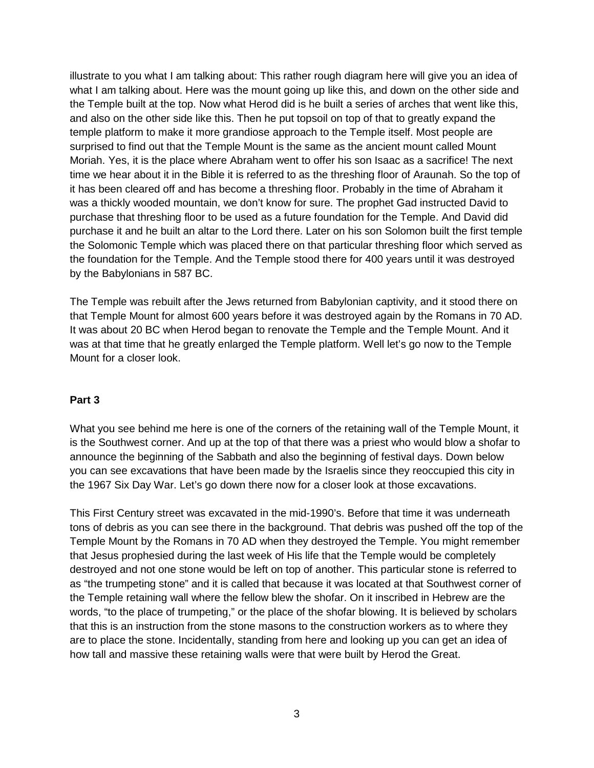illustrate to you what I am talking about: This rather rough diagram here will give you an idea of what I am talking about. Here was the mount going up like this, and down on the other side and the Temple built at the top. Now what Herod did is he built a series of arches that went like this, and also on the other side like this. Then he put topsoil on top of that to greatly expand the temple platform to make it more grandiose approach to the Temple itself. Most people are surprised to find out that the Temple Mount is the same as the ancient mount called Mount Moriah. Yes, it is the place where Abraham went to offer his son Isaac as a sacrifice! The next time we hear about it in the Bible it is referred to as the threshing floor of Araunah. So the top of it has been cleared off and has become a threshing floor. Probably in the time of Abraham it was a thickly wooded mountain, we don't know for sure. The prophet Gad instructed David to purchase that threshing floor to be used as a future foundation for the Temple. And David did purchase it and he built an altar to the Lord there. Later on his son Solomon built the first temple the Solomonic Temple which was placed there on that particular threshing floor which served as the foundation for the Temple. And the Temple stood there for 400 years until it was destroyed by the Babylonians in 587 BC.

The Temple was rebuilt after the Jews returned from Babylonian captivity, and it stood there on that Temple Mount for almost 600 years before it was destroyed again by the Romans in 70 AD. It was about 20 BC when Herod began to renovate the Temple and the Temple Mount. And it was at that time that he greatly enlarged the Temple platform. Well let's go now to the Temple Mount for a closer look.

**Part 3**

What you see behind me here is one of the corners of the retaining wall of the Temple Mount, it is the Southwest corner. And up at the top of that there was a priest who would blow a shofar to announce the beginning of the Sabbath and also the beginning of festival days. Down below you can see excavations that have been made by the Israelis since they reoccupied this city in the 1967 Six Day War. Let's go down there now for a closer look at those excavations.

This First Century street was excavated in the mid-1990's. Before that time it was underneath tons of debris as you can see there in the background. That debris was pushed off the top of the Temple Mount by the Romans in 70 AD when they destroyed the Temple. You might remember that Jesus prophesied during the last week of His life that the Temple would be completely destroyed and not one stone would be left on top of another. This particular stone is referred to as "the trumpeting stone" and it is called that because it was located at that Southwest corner of the Temple retaining wall where the fellow blew the shofar. On it inscribed in Hebrew are the words, "to the place of trumpeting," or the place of the shofar blowing. It is believed by scholars that this is an instruction from the stone masons to the construction workers as to where they are to place the stone. Incidentally, standing from here and looking up you can get an idea of how tall and massive these retaining walls were that were built by Herod the Great.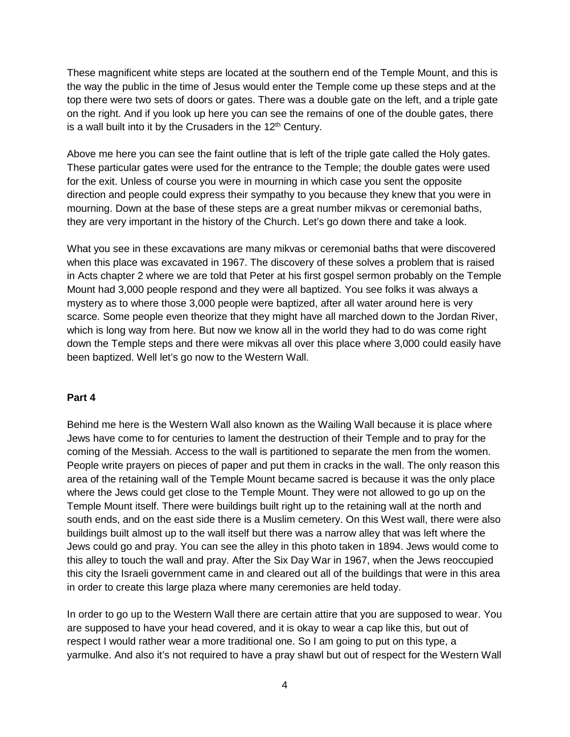These magnificent white steps are located at the southern end of the Temple Mount, and this is the way the public in the time of Jesus would enter the Temple come up these steps and at the top there were two sets of doors or gates. There was a double gate on the left, and a triple gate on the right. And if you look up here you can see the remains of one of the double gates, there is a wall built into it by the Crusaders in the 12th Century.

Above me here you can see the faint outline that is left of the triple gate called the Holy gates. These particular gates were used for the entrance to the Temple; the double gates were used for the exit. Unless of course you were in mourning in which case you sent the opposite direction and people could express their sympathy to you because they knew that you were in mourning. Down at the base of these steps are a great number mikvas or ceremonial baths, they are very important in the history of the Church. Let's go down there and take a look.

What you see in these excavations are many mikvas or ceremonial baths that were discovered when this place was excavated in 1967. The discovery of these solves a problem that is raised in Acts chapter 2 where we are told that Peter at his first gospel sermon probably on the Temple Mount had 3,000 people respond and they were all baptized. You see folks it was always a mystery as to where those 3,000 people were baptized, after all water around here is very scarce. Some people even theorize that they might have all marched down to the Jordan River, which is long way from here. But now we know all in the world they had to do was come right down the Temple steps and there were mikvas all over this place where 3,000 could easily have been baptized. Well let's go now to the Western Wall.

**Part 4**

Behind me here is the Western Wall also known as the Wailing Wall because it is place where Jews have come to for centuries to lament the destruction of their Temple and to pray for the coming of the Messiah. Access to the wall is partitioned to separate the men from the women. People write prayers on pieces of paper and put them in cracks in the wall. The only reason this area of the retaining wall of the Temple Mount became sacred is because it was the only place where the Jews could get close to the Temple Mount. They were not allowed to go up on the Temple Mount itself. There were buildings built right up to the retaining wall at the north and south ends, and on the east side there is a Muslim cemetery. On this West wall, there were also buildings built almost up to the wall itself but there was a narrow alley that was left where the Jews could go and pray. You can see the alley in this photo taken in 1894. Jews would come to this alley to touch the wall and pray. After the Six Day War in 1967, when the Jews reoccupied this city the Israeli government came in and cleared out all of the buildings that were in this area in order to create this large plaza where many ceremonies are held today.

In order to go up to the Western Wall there are certain attire that you are supposed to wear. You are supposed to have your head covered, and it is okay to wear a cap like this, but out of respect I would rather wear a more traditional one. So I am going to put on this type, a yarmulke. And also it's not required to have a pray shawl but out of respect for the Western Wall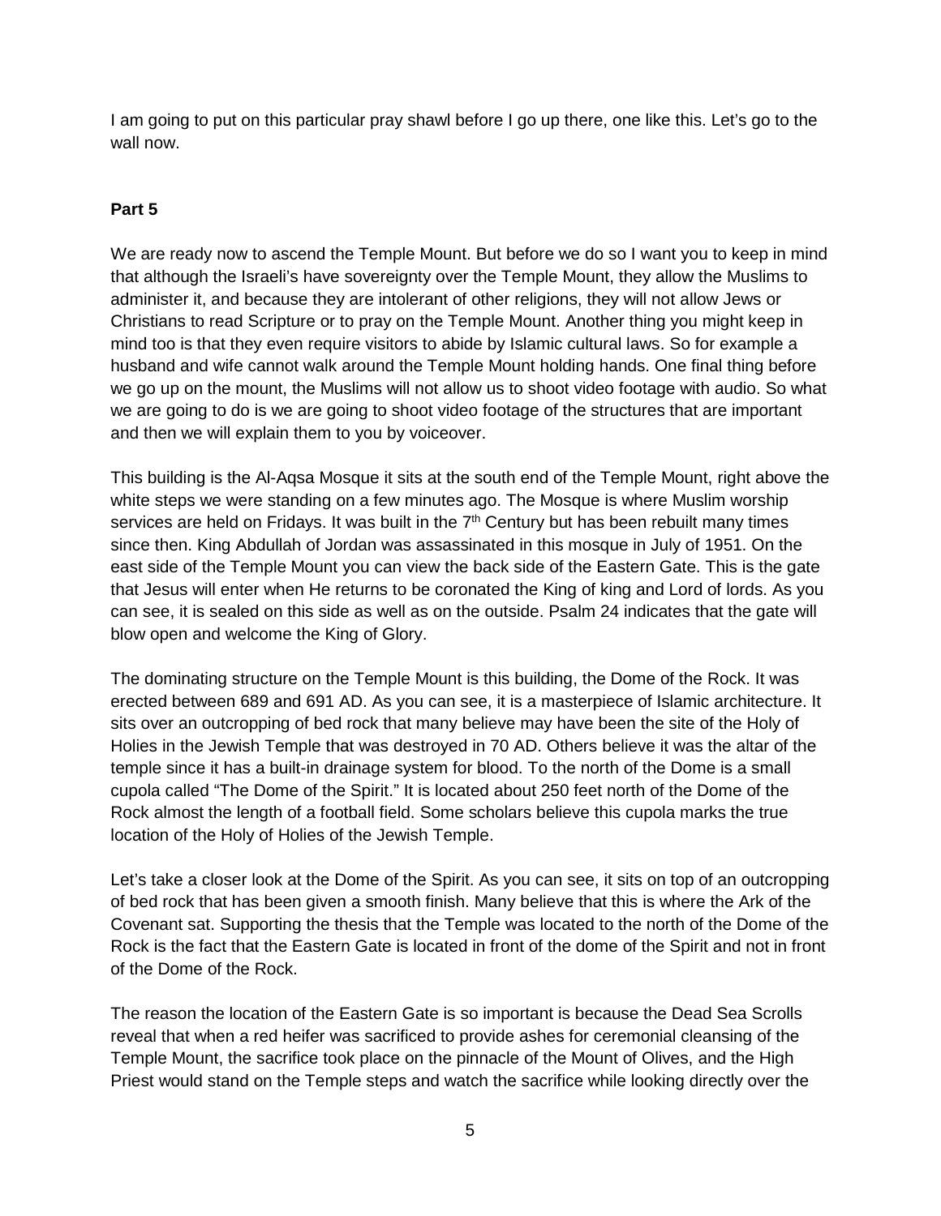I am going to put on this particular pray shawl before I go up there, one like this. Let's go to the wall now.

**Part 5**

We are ready now to ascend the Temple Mount. But before we do so I want you to keep in mind that although the Israeli's have sovereignty over the Temple Mount, they allow the Muslims to administer it, and because they are intolerant of other religions, they will not allow Jews or Christians to read Scripture or to pray on the Temple Mount. Another thing you might keep in mind too is that they even require visitors to abide by Islamic cultural laws. So for example a husband and wife cannot walk around the Temple Mount holding hands. One final thing before we go up on the mount, the Muslims will not allow us to shoot video footage with audio. So what we are going to do is we are going to shoot video footage of the structures that are important and then we will explain them to you by voiceover.

This building is the Al-Aqsa Mosque it sits at the south end of the Temple Mount, right above the white steps we were standing on a few minutes ago. The Mosque is where Muslim worship services are held on Fridays. It was built in the 7th Century but has been rebuilt many times since then. King Abdullah of Jordan was assassinated in this mosque in July of 1951. On the east side of the Temple Mount you can view the back side of the Eastern Gate. This is the gate that Jesus will enter when He returns to be coronated the King of king and Lord of lords. As you can see, it is sealed on this side as well as on the outside. Psalm 24 indicates that the gate will blow open and welcome the King of Glory.

The dominating structure on the Temple Mount is this building, the Dome of the Rock. It was erected between 689 and 691 AD. As you can see, it is a masterpiece of Islamic architecture. It sits over an outcropping of bed rock that many believe may have been the site of the Holy of Holies in the Jewish Temple that was destroyed in 70 AD. Others believe it was the altar of the temple since it has a built-in drainage system for blood. To the north of the Dome is a small cupola called "The Dome of the Spirit." It is located about 250 feet north of the Dome of the Rock almost the length of a football field. Some scholars believe this cupola marks the true location of the Holy of Holies of the Jewish Temple.

Let's take a closer look at the Dome of the Spirit. As you can see, it sits on top of an outcropping of bed rock that has been given a smooth finish. Many believe that this is where the Ark of the Covenant sat. Supporting the thesis that the Temple was located to the north of the Dome of the Rock is the fact that the Eastern Gate is located in front of the dome of the Spirit and not in front of the Dome of the Rock.

The reason the location of the Eastern Gate is so important is because the Dead Sea Scrolls reveal that when a red heifer was sacrificed to provide ashes for ceremonial cleansing of the Temple Mount, the sacrifice took place on the pinnacle of the Mount of Olives, and the High Priest would stand on the Temple steps and watch the sacrifice while looking directly over the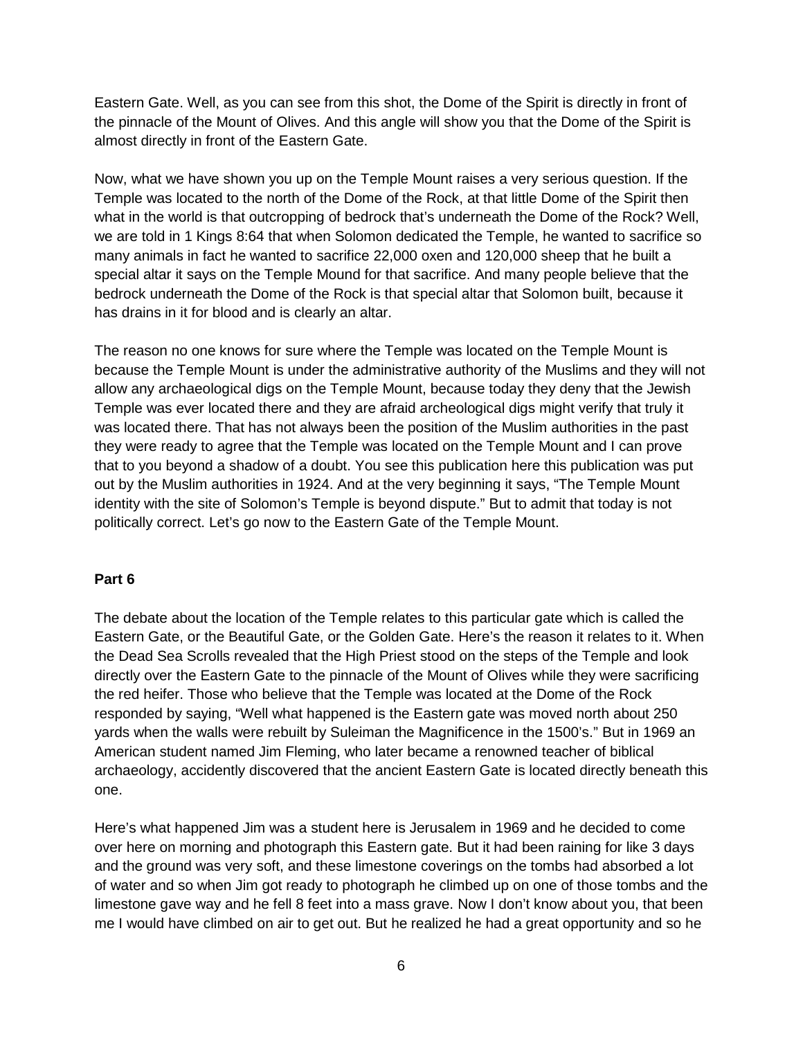Eastern Gate. Well, as you can see from this shot, the Dome of the Spirit is directly in front of the pinnacle of the Mount of Olives. And this angle will show you that the Dome of the Spirit is almost directly in front of the Eastern Gate.

Now, what we have shown you up on the Temple Mount raises a very serious question. If the Temple was located to the north of the Dome of the Rock, at that little Dome of the Spirit then what in the world is that outcropping of bedrock that's underneath the Dome of the Rock? Well, we are told in 1 Kings 8:64 that when Solomon dedicated the Temple, he wanted to sacrifice so many animals in fact he wanted to sacrifice 22,000 oxen and 120,000 sheep that he built a special altar it says on the Temple Mound for that sacrifice. And many people believe that the bedrock underneath the Dome of the Rock is that special altar that Solomon built, because it has drains in it for blood and is clearly an altar.

The reason no one knows for sure where the Temple was located on the Temple Mount is because the Temple Mount is under the administrative authority of the Muslims and they will not allow any archaeological digs on the Temple Mount, because today they deny that the Jewish Temple was ever located there and they are afraid archeological digs might verify that truly it was located there. That has not always been the position of the Muslim authorities in the past they were ready to agree that the Temple was located on the Temple Mount and I can prove that to you beyond a shadow of a doubt. You see this publication here this publication was put out by the Muslim authorities in 1924. And at the very beginning it says, "The Temple Mount identity with the site of Solomon's Temple is beyond dispute." But to admit that today is not politically correct. Let's go now to the Eastern Gate of the Temple Mount.

**Part 6**

The debate about the location of the Temple relates to this particular gate which is called the Eastern Gate, or the Beautiful Gate, or the Golden Gate. Here's the reason it relates to it. When the Dead Sea Scrolls revealed that the High Priest stood on the steps of the Temple and look directly over the Eastern Gate to the pinnacle of the Mount of Olives while they were sacrificing the red heifer. Those who believe that the Temple was located at the Dome of the Rock responded by saying, "Well what happened is the Eastern gate was moved north about 250 yards when the walls were rebuilt by Suleiman the Magnificence in the 1500's." But in 1969 an American student named Jim Fleming, who later became a renowned teacher of biblical archaeology, accidently discovered that the ancient Eastern Gate is located directly beneath this one.

Here's what happened Jim was a student here is Jerusalem in 1969 and he decided to come over here on morning and photograph this Eastern gate. But it had been raining for like 3 days and the ground was very soft, and these limestone coverings on the tombs had absorbed a lot of water and so when Jim got ready to photograph he climbed up on one of those tombs and the limestone gave way and he fell 8 feet into a mass grave. Now I don't know about you, that been me I would have climbed on air to get out. But he realized he had a great opportunity and so he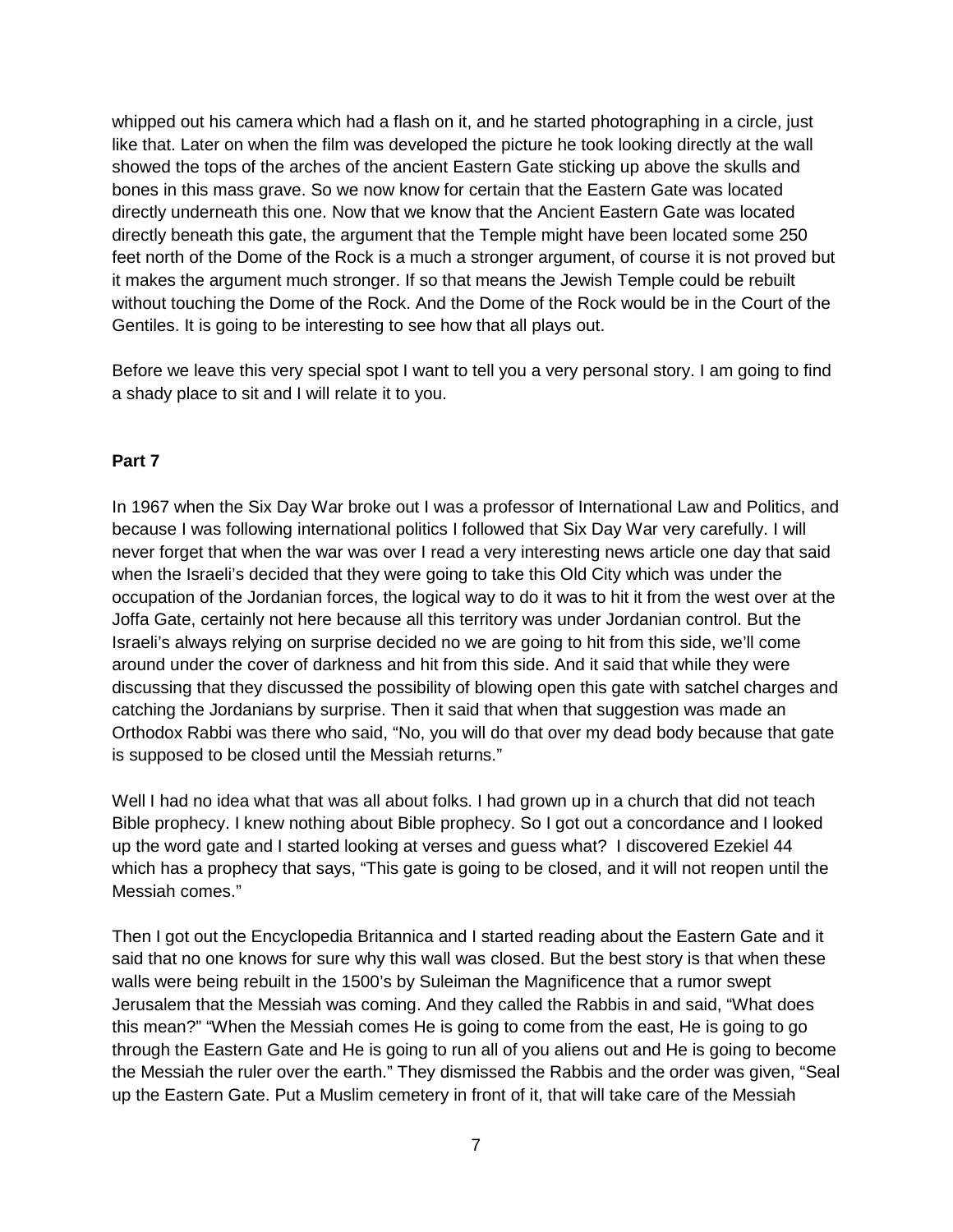whipped out his camera which had a flash on it, and he started photographing in a circle, just like that. Later on when the film was developed the picture he took looking directly at the wall showed the tops of the arches of the ancient Eastern Gate sticking up above the skulls and bones in this mass grave. So we now know for certain that the Eastern Gate was located directly underneath this one. Now that we know that the Ancient Eastern Gate was located directly beneath this gate, the argument that the Temple might have been located some 250 feet north of the Dome of the Rock is a much a stronger argument, of course it is not proved but it makes the argument much stronger. If so that means the Jewish Temple could be rebuilt without touching the Dome of the Rock. And the Dome of the Rock would be in the Court of the Gentiles. It is going to be interesting to see how that all plays out.

Before we leave this very special spot I want to tell you a very personal story. I am going to find a shady place to sit and I will relate it to you.

**Part 7**

In 1967 when the Six Day War broke out I was a professor of International Law and Politics, and because I was following international politics I followed that Six Day War very carefully. I will never forget that when the war was over I read a very interesting news article one day that said when the Israeli's decided that they were going to take this Old City which was under the occupation of the Jordanian forces, the logical way to do it was to hit it from the west over at the Joffa Gate, certainly not here because all this territory was under Jordanian control. But the Israeli's always relying on surprise decided no we are going to hit from this side, we'll come around under the cover of darkness and hit from this side. And it said that while they were discussing that they discussed the possibility of blowing open this gate with satchel charges and catching the Jordanians by surprise. Then it said that when that suggestion was made an Orthodox Rabbi was there who said, "No, you will do that over my dead body because that gate is supposed to be closed until the Messiah returns."

Well I had no idea what that was all about folks. I had grown up in a church that did not teach Bible prophecy. I knew nothing about Bible prophecy. So I got out a concordance and I looked up the word gate and I started looking at verses and guess what? I discovered Ezekiel 44 which has a prophecy that says, "This gate is going to be closed, and it will not reopen until the Messiah comes."

Then I got out the Encyclopedia Britannica and I started reading about the Eastern Gate and it said that no one knows for sure why this wall was closed. But the best story is that when these walls were being rebuilt in the 1500's by Suleiman the Magnificence that a rumor swept Jerusalem that the Messiah was coming. And they called the Rabbis in and said, "What does this mean?" "When the Messiah comes He is going to come from the east, He is going to go through the Eastern Gate and He is going to run all of you aliens out and He is going to become the Messiah the ruler over the earth." They dismissed the Rabbis and the order was given, "Seal up the Eastern Gate. Put a Muslim cemetery in front of it, that will take care of the Messiah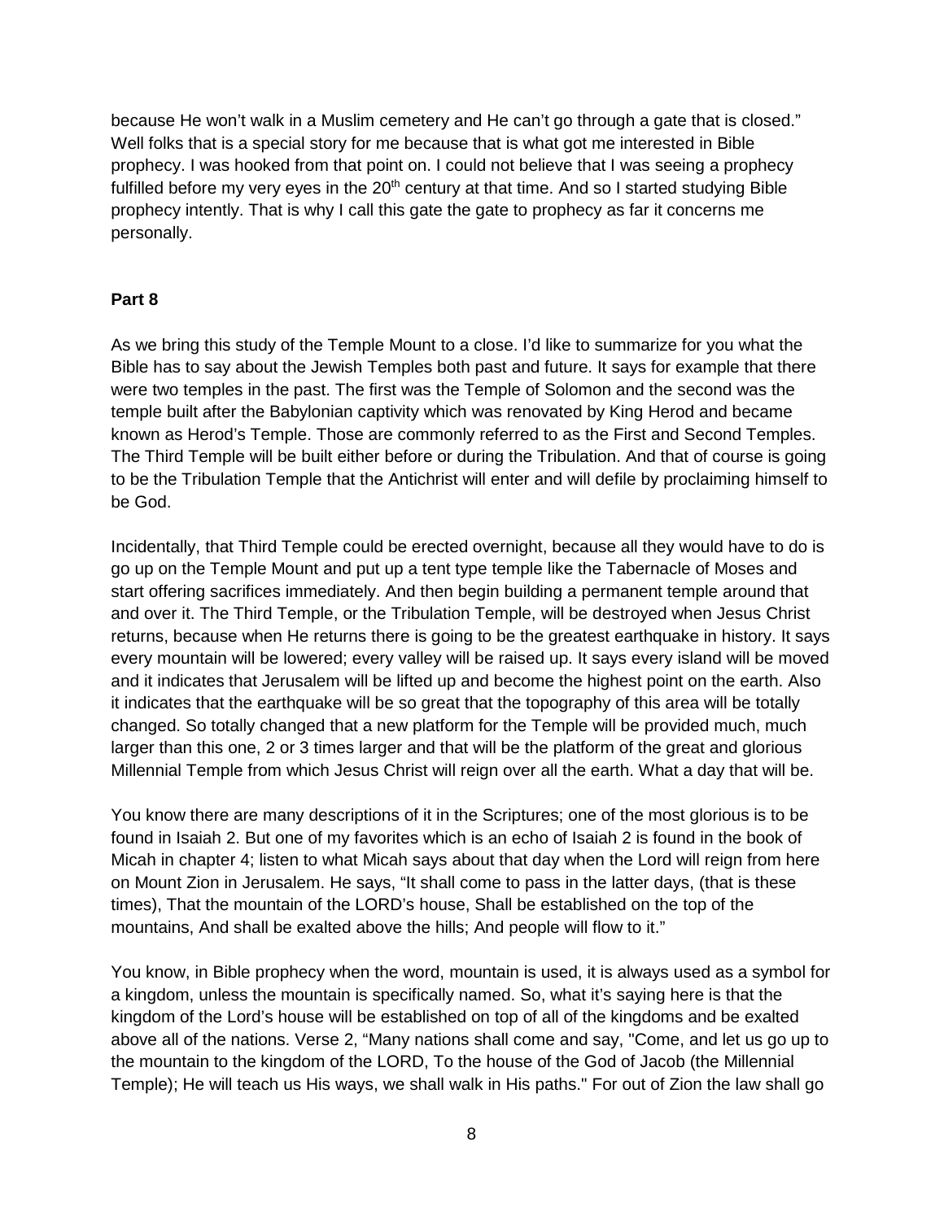because He won't walk in a Muslim cemetery and He can't go through a gate that is closed." Well folks that is a special story for me because that is what got me interested in Bible prophecy. I was hooked from that point on. I could not believe that I was seeing a prophecy fulfilled before my very eyes in the 20th century at that time. And so I started studying Bible prophecy intently. That is why I call this gate the gate to prophecy as far it concerns me personally.

**Part 8**

As we bring this study of the Temple Mount to a close. I'd like to summarize for you what the Bible has to say about the Jewish Temples both past and future. It says for example that there were two temples in the past. The first was the Temple of Solomon and the second was the temple built after the Babylonian captivity which was renovated by King Herod and became known as Herod's Temple. Those are commonly referred to as the First and Second Temples. The Third Temple will be built either before or during the Tribulation. And that of course is going to be the Tribulation Temple that the Antichrist will enter and will defile by proclaiming himself to be God.

Incidentally, that Third Temple could be erected overnight, because all they would have to do is go up on the Temple Mount and put up a tent type temple like the Tabernacle of Moses and start offering sacrifices immediately. And then begin building a permanent temple around that and over it. The Third Temple, or the Tribulation Temple, will be destroyed when Jesus Christ returns, because when He returns there is going to be the greatest earthquake in history. It says every mountain will be lowered; every valley will be raised up. It says every island will be moved and it indicates that Jerusalem will be lifted up and become the highest point on the earth. Also it indicates that the earthquake will be so great that the topography of this area will be totally changed. So totally changed that a new platform for the Temple will be provided much, much larger than this one, 2 or 3 times larger and that will be the platform of the great and glorious Millennial Temple from which Jesus Christ will reign over all the earth. What a day that will be.

You know there are many descriptions of it in the Scriptures; one of the most glorious is to be found in Isaiah 2. But one of my favorites which is an echo of Isaiah 2 is found in the book of Micah in chapter 4; listen to what Micah says about that day when the Lord will reign from here on Mount Zion in Jerusalem. He says, "It shall come to pass in the latter days, (that is these times), That the mountain of the LORD's house, Shall be established on the top of the mountains, And shall be exalted above the hills; And people will flow to it."

You know, in Bible prophecy when the word, mountain is used, it is always used as a symbol for a kingdom, unless the mountain is specifically named. So, what it's saying here is that the kingdom of the Lord's house will be established on top of all of the kingdoms and be exalted above all of the nations. Verse 2, "Many nations shall come and say, "Come, and let us go up to the mountain to the kingdom of the LORD, To the house of the God of Jacob (the Millennial Temple); He will teach us His ways, we shall walk in His paths." For out of Zion the law shall go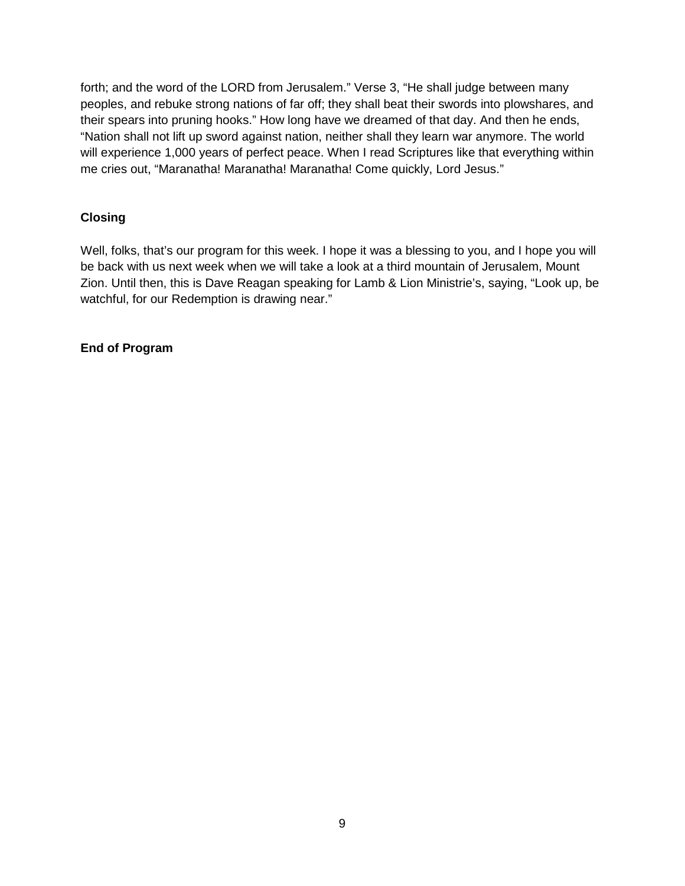forth; and the word of the LORD from Jerusalem." Verse 3, "He shall judge between many peoples, and rebuke strong nations of far off; they shall beat their swords into plowshares, and their spears into pruning hooks." How long have we dreamed of that day. And then he ends, "Nation shall not lift up sword against nation, neither shall they learn war anymore. The world will experience 1,000 years of perfect peace. When I read Scriptures like that everything within me cries out, "Maranatha! Maranatha! Maranatha! Come quickly, Lord Jesus."

**Closing**

Well, folks, that's our program for this week. I hope it was a blessing to you, and I hope you will be back with us next week when we will take a look at a third mountain of Jerusalem, Mount Zion. Until then, this is Dave Reagan speaking for Lamb & Lion Ministrie's, saying, "Look up, be watchful, for our Redemption is drawing near."

**End of Program**